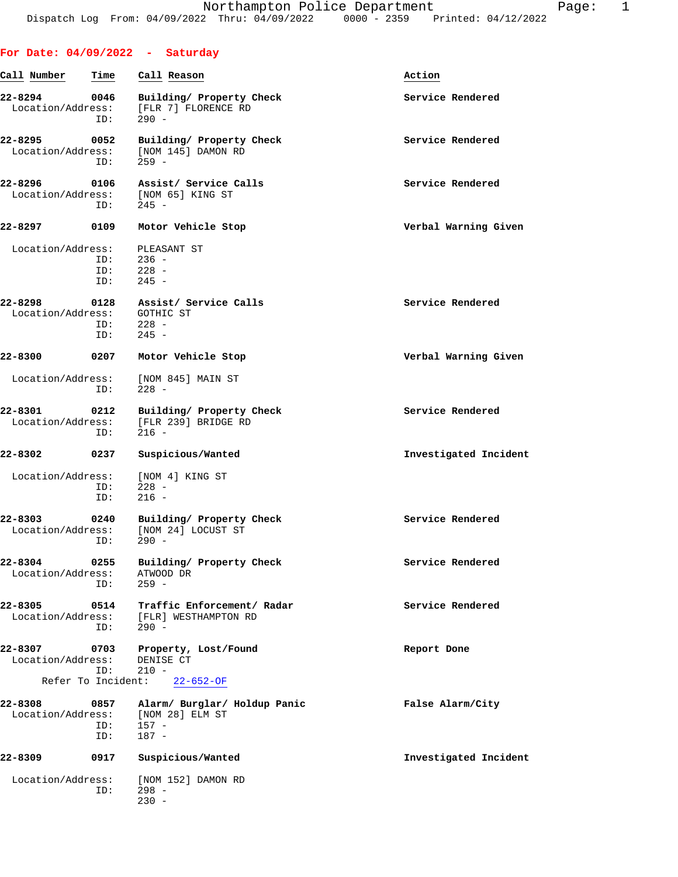Northampton Police Department
Dispatch Log From: 04/09/2022 Thru: 04/09/2022 0000 - 2359 Printed: 04/12/2022

## For Date: 04/09/2022 - Saturday

| Call Number | Time | Call Reason | Action |
|---|---|---|---|
| 22-8294 | 0046 | Building/ Property Check | Service Rendered |
| Location/Address: | | [FLR 7] FLORENCE RD | |
| ID: | | 290 - | |
| 22-8295 | 0052 | Building/ Property Check | Service Rendered |
| Location/Address: | | [NOM 145] DAMON RD | |
| ID: | | 259 - | |
| 22-8296 | 0106 | Assist/ Service Calls | Service Rendered |
| Location/Address: | | [NOM 65] KING ST | |
| ID: | | 245 - | |
| 22-8297 | 0109 | Motor Vehicle Stop | Verbal Warning Given |
| Location/Address: | | PLEASANT ST | |
| ID: | | 236 - | |
| ID: | | 228 - | |
| ID: | | 245 - | |
| 22-8298 | 0128 | Assist/ Service Calls | Service Rendered |
| Location/Address: | | GOTHIC ST | |
| ID: | | 228 - | |
| ID: | | 245 - | |
| 22-8300 | 0207 | Motor Vehicle Stop | Verbal Warning Given |
| Location/Address: | | [NOM 845] MAIN ST | |
| ID: | | 228 - | |
| 22-8301 | 0212 | Building/ Property Check | Service Rendered |
| Location/Address: | | [FLR 239] BRIDGE RD | |
| ID: | | 216 - | |
| 22-8302 | 0237 | Suspicious/Wanted | Investigated Incident |
| Location/Address: | | [NOM 4] KING ST | |
| ID: | | 228 - | |
| ID: | | 216 - | |
| 22-8303 | 0240 | Building/ Property Check | Service Rendered |
| Location/Address: | | [NOM 24] LOCUST ST | |
| ID: | | 290 - | |
| 22-8304 | 0255 | Building/ Property Check | Service Rendered |
| Location/Address: | | ATWOOD DR | |
| ID: | | 259 - | |
| 22-8305 | 0514 | Traffic Enforcement/ Radar | Service Rendered |
| Location/Address: | | [FLR] WESTHAMPTON RD | |
| ID: | | 290 - | |
| 22-8307 | 0703 | Property, Lost/Found | Report Done |
| Location/Address: | | DENISE CT | |
| ID: | | 210 - | |
| Refer To Incident: | | 22-652-OF | |
| 22-8308 | 0857 | Alarm/ Burglar/ Holdup Panic | False Alarm/City |
| Location/Address: | | [NOM 28] ELM ST | |
| ID: | | 157 - | |
| ID: | | 187 - | |
| 22-8309 | 0917 | Suspicious/Wanted | Investigated Incident |
| Location/Address: | | [NOM 152] DAMON RD | |
| ID: | | 298 - | |
| | | 230 - | |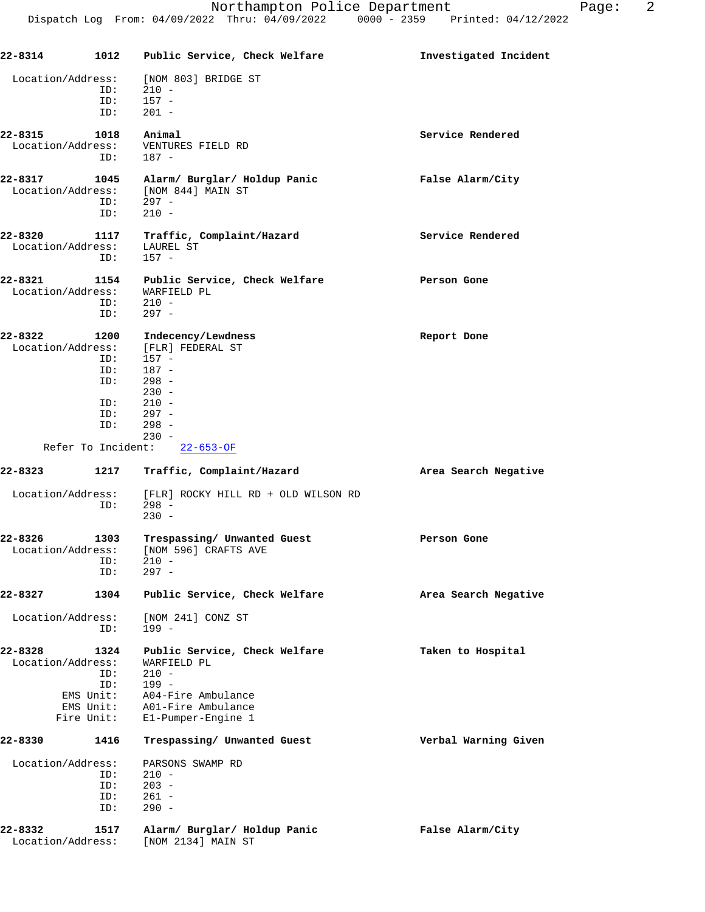**22-8314** &nbsp; **1012** &nbsp; **Public Service, Check Welfare** &nbsp; **Investigated Incident**

Location/Address: [NOM 803] BRIDGE ST
ID: 210 -
ID: 157 -
ID: 201 -

**22-8315** &nbsp; **1018** &nbsp; **Animal** &nbsp; **Service Rendered**

Location/Address: VENTURES FIELD RD
ID: 187 -

**22-8317** &nbsp; **1045** &nbsp; **Alarm/ Burglar/ Holdup Panic** &nbsp; **False Alarm/City**

Location/Address: [NOM 844] MAIN ST
ID: 297 -
ID: 210 -

**22-8320** &nbsp; **1117** &nbsp; **Traffic, Complaint/Hazard** &nbsp; **Service Rendered**

Location/Address: LAUREL ST
ID: 157 -

**22-8321** &nbsp; **1154** &nbsp; **Public Service, Check Welfare** &nbsp; **Person Gone**

Location/Address: WARFIELD PL
ID: 210 -
ID: 297 -

**22-8322** &nbsp; **1200** &nbsp; **Indecency/Lewdness** &nbsp; **Report Done**

Location/Address: [FLR] FEDERAL ST
ID: 157 -
ID: 187 -
ID: 298 -
230 -
ID: 210 -
ID: 297 -
ID: 298 -
230 -
Refer To Incident: 22-653-OF

**22-8323** &nbsp; **1217** &nbsp; **Traffic, Complaint/Hazard** &nbsp; **Area Search Negative**

Location/Address: [FLR] ROCKY HILL RD + OLD WILSON RD
ID: 298 -
230 -

**22-8326** &nbsp; **1303** &nbsp; **Trespassing/ Unwanted Guest** &nbsp; **Person Gone**

Location/Address: [NOM 596] CRAFTS AVE
ID: 210 -
ID: 297 -

**22-8327** &nbsp; **1304** &nbsp; **Public Service, Check Welfare** &nbsp; **Area Search Negative**

Location/Address: [NOM 241] CONZ ST
ID: 199 -

**22-8328** &nbsp; **1324** &nbsp; **Public Service, Check Welfare** &nbsp; **Taken to Hospital**

Location/Address: WARFIELD PL
ID: 210 -
ID: 199 -
EMS Unit: A04-Fire Ambulance
EMS Unit: A01-Fire Ambulance
Fire Unit: E1-Pumper-Engine 1

**22-8330** &nbsp; **1416** &nbsp; **Trespassing/ Unwanted Guest** &nbsp; **Verbal Warning Given**

Location/Address: PARSONS SWAMP RD
ID: 210 -
ID: 203 -
ID: 261 -
ID: 290 -

**22-8332** &nbsp; **1517** &nbsp; **Alarm/ Burglar/ Holdup Panic** &nbsp; **False Alarm/City**

Location/Address: [NOM 2134] MAIN ST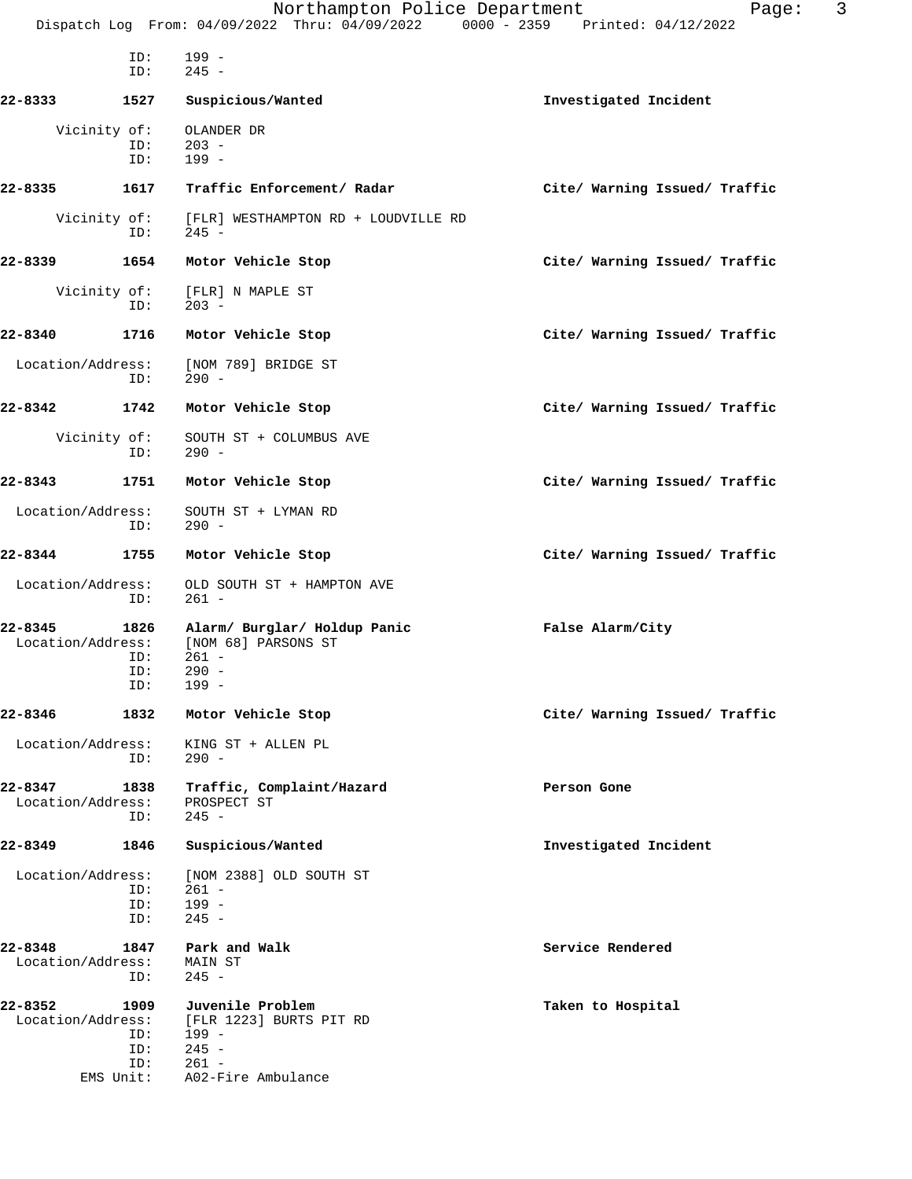ID: 199 -
ID: 245 -

**22-8333 1527 Suspicious/Wanted** Investigated Incident

Vicinity of: OLANDER DR
ID: 203 -
ID: 199 -

**22-8335 1617 Traffic Enforcement/ Radar** Cite/ Warning Issued/ Traffic

Vicinity of: [FLR] WESTHAMPTON RD + LOUDVILLE RD
ID: 245 -

**22-8339 1654 Motor Vehicle Stop** Cite/ Warning Issued/ Traffic

Vicinity of: [FLR] N MAPLE ST
ID: 203 -

**22-8340 1716 Motor Vehicle Stop** Cite/ Warning Issued/ Traffic

Location/Address: [NOM 789] BRIDGE ST
ID: 290 -

**22-8342 1742 Motor Vehicle Stop** Cite/ Warning Issued/ Traffic

Vicinity of: SOUTH ST + COLUMBUS AVE
ID: 290 -

**22-8343 1751 Motor Vehicle Stop** Cite/ Warning Issued/ Traffic

Location/Address: SOUTH ST + LYMAN RD
ID: 290 -

**22-8344 1755 Motor Vehicle Stop** Cite/ Warning Issued/ Traffic

Location/Address: OLD SOUTH ST + HAMPTON AVE
ID: 261 -

**22-8345 1826 Alarm/ Burglar/ Holdup Panic** False Alarm/City
Location/Address: [NOM 68] PARSONS ST
ID: 261 -
ID: 290 -
ID: 199 -

**22-8346 1832 Motor Vehicle Stop** Cite/ Warning Issued/ Traffic

Location/Address: KING ST + ALLEN PL
ID: 290 -

**22-8347 1838 Traffic, Complaint/Hazard** Person Gone
Location/Address: PROSPECT ST
ID: 245 -

**22-8349 1846 Suspicious/Wanted** Investigated Incident

Location/Address: [NOM 2388] OLD SOUTH ST
ID: 261 -
ID: 199 -
ID: 245 -

**22-8348 1847 Park and Walk** Service Rendered
Location/Address: MAIN ST
ID: 245 -

**22-8352 1909 Juvenile Problem** Taken to Hospital
Location/Address: [FLR 1223] BURTS PIT RD
ID: 199 -
ID: 245 -
ID: 261 -
EMS Unit: A02-Fire Ambulance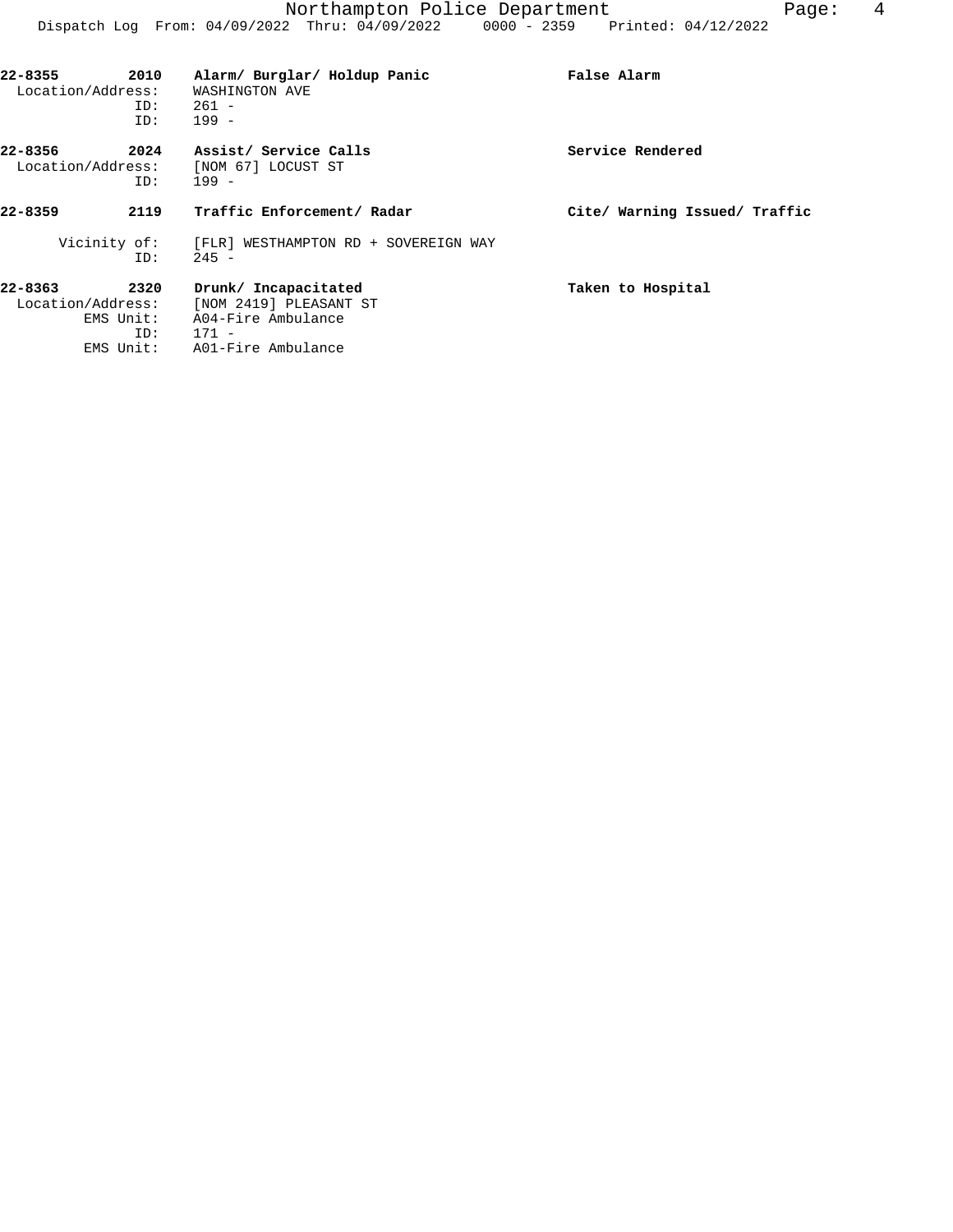**22-8355 2010 Alarm/ Burglar/ Holdup Panic — False Alarm**

Location/Address: WASHINGTON AVE
ID: 261 -
ID: 199 -

**22-8356 2024 Assist/ Service Calls — Service Rendered**

Location/Address: [NOM 67] LOCUST ST
ID: 199 -

**22-8359 2119 Traffic Enforcement/ Radar — Cite/ Warning Issued/ Traffic**

Vicinity of: [FLR] WESTHAMPTON RD + SOVEREIGN WAY
ID: 245 -

**22-8363 2320 Drunk/ Incapacitated — Taken to Hospital**

Location/Address: [NOM 2419] PLEASANT ST
EMS Unit: A04-Fire Ambulance
ID: 171 -
EMS Unit: A01-Fire Ambulance